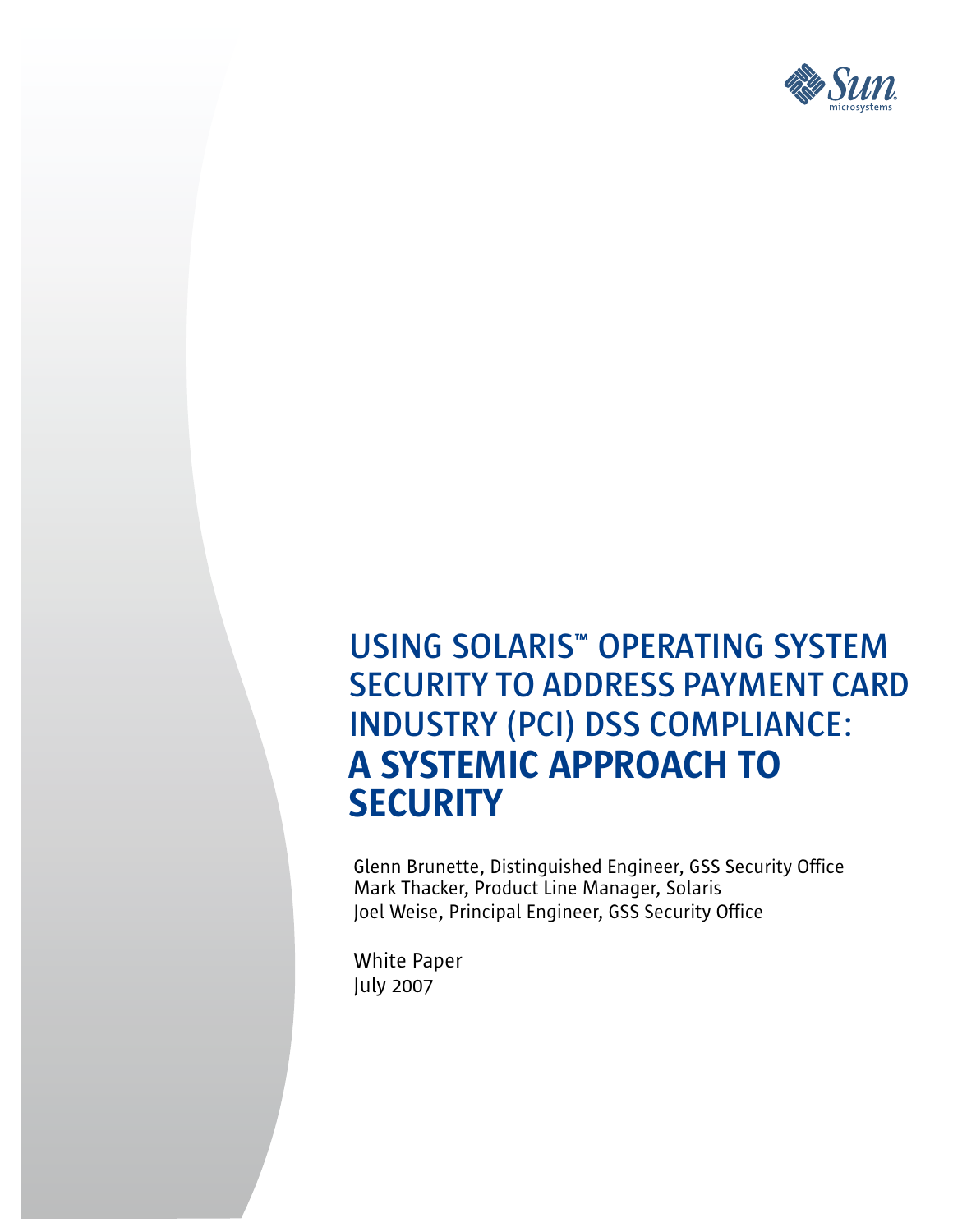# USING SOLARIS™ OPERATING SYSTEM SECURITY TO ADDRESS PAYMENT CARD INDUSTRY (PCI) DSS COMPLIANCE: **A SYSTEMIC APPROACH TO SECURITY**

Glenn Brunette, Distinguished Engineer, GSS Security Office
Mark Thacker, Product Line Manager, Solaris
Joel Weise, Principal Engineer, GSS Security Office

White Paper
July 2007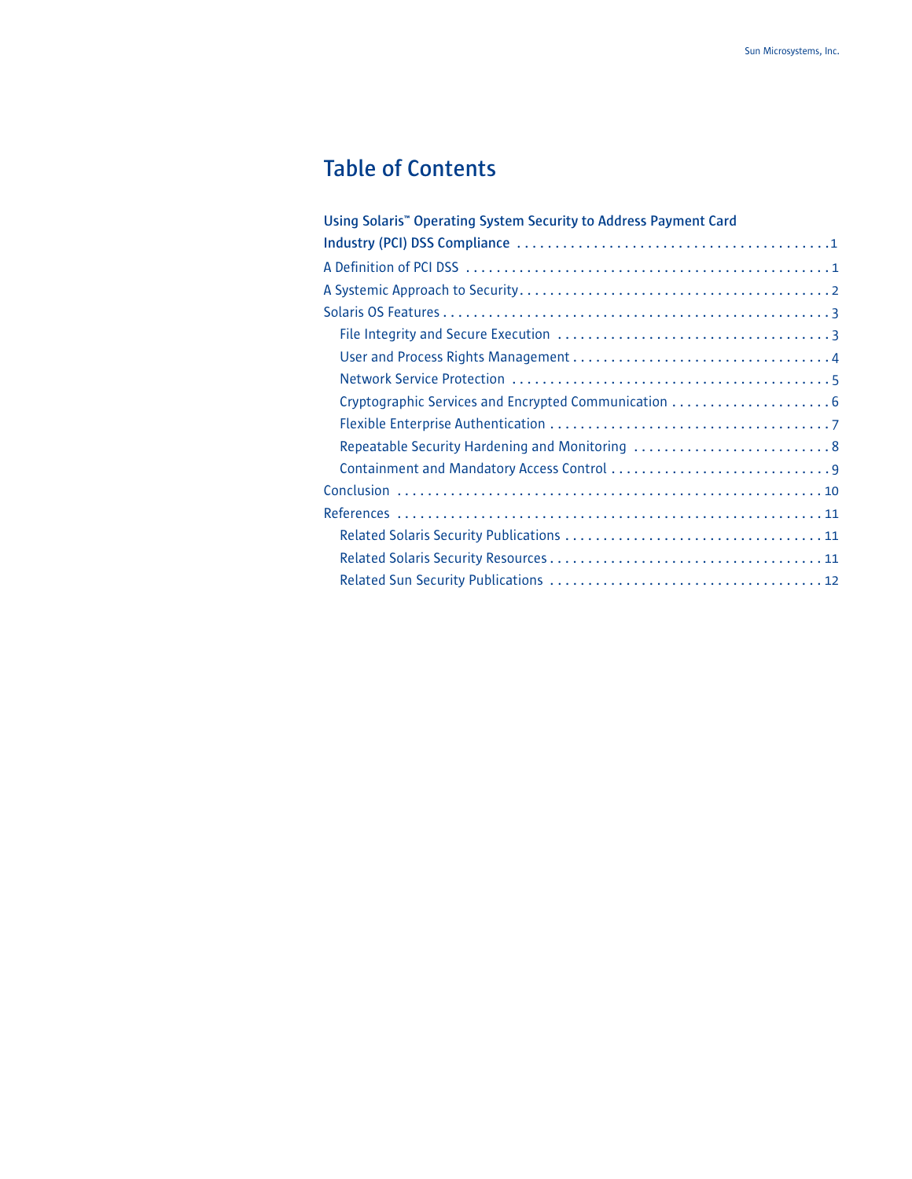# Table of Contents

- Using Solaris™ Operating System Security to Address Payment Card Industry (PCI) DSS Compliance . . . . . 1
- A Definition of PCI DSS . . . . . 1
- A Systemic Approach to Security . . . . . 2
- Solaris OS Features . . . . . 3
  - File Integrity and Secure Execution . . . . . 3
  - User and Process Rights Management . . . . . 4
  - Network Service Protection . . . . . 5
  - Cryptographic Services and Encrypted Communication . . . . . 6
  - Flexible Enterprise Authentication . . . . . 7
  - Repeatable Security Hardening and Monitoring . . . . . 8
  - Containment and Mandatory Access Control . . . . . 9
- Conclusion . . . . . 10
- References . . . . . 11
  - Related Solaris Security Publications . . . . . 11
  - Related Solaris Security Resources . . . . . 11
  - Related Sun Security Publications . . . . . 12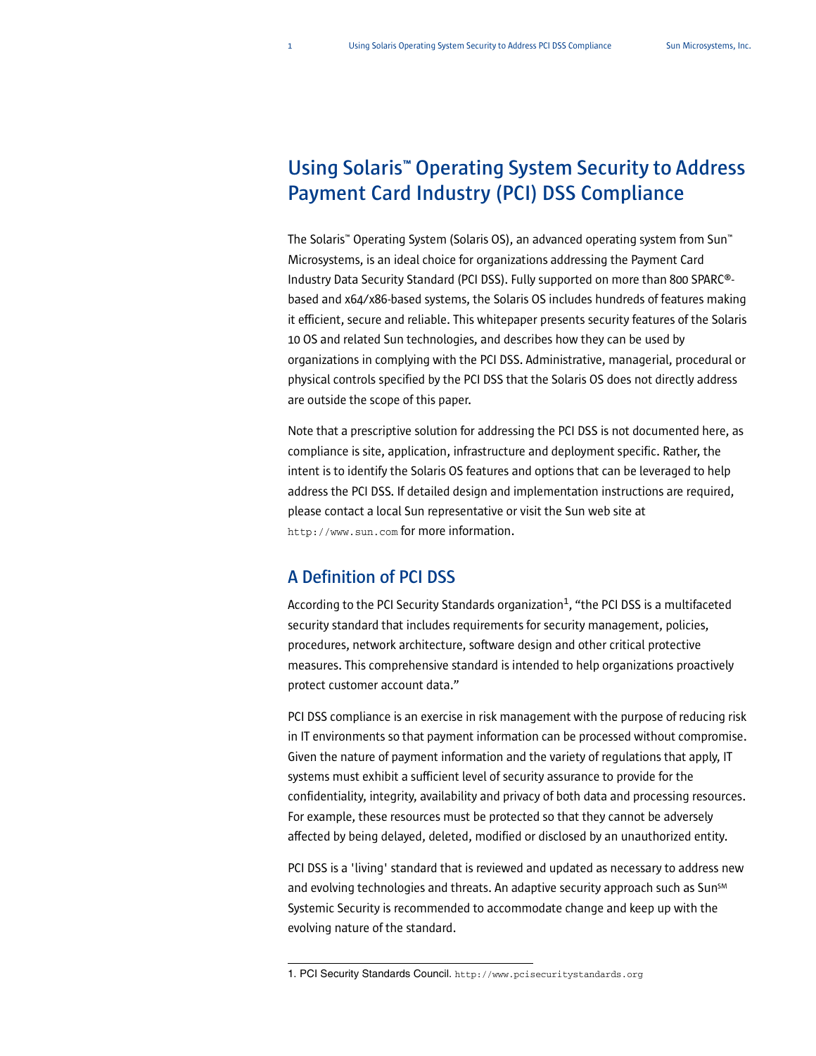# Using Solaris™ Operating System Security to Address Payment Card Industry (PCI) DSS Compliance

The Solaris™ Operating System (Solaris OS), an advanced operating system from Sun™ Microsystems, is an ideal choice for organizations addressing the Payment Card Industry Data Security Standard (PCI DSS). Fully supported on more than 800 SPARC®-based and x64/x86-based systems, the Solaris OS includes hundreds of features making it efficient, secure and reliable. This whitepaper presents security features of the Solaris 10 OS and related Sun technologies, and describes how they can be used by organizations in complying with the PCI DSS. Administrative, managerial, procedural or physical controls specified by the PCI DSS that the Solaris OS does not directly address are outside the scope of this paper.

Note that a prescriptive solution for addressing the PCI DSS is not documented here, as compliance is site, application, infrastructure and deployment specific. Rather, the intent is to identify the Solaris OS features and options that can be leveraged to help address the PCI DSS. If detailed design and implementation instructions are required, please contact a local Sun representative or visit the Sun web site at `http://www.sun.com` for more information.

## A Definition of PCI DSS

According to the PCI Security Standards organization[1], "the PCI DSS is a multifaceted security standard that includes requirements for security management, policies, procedures, network architecture, software design and other critical protective measures. This comprehensive standard is intended to help organizations proactively protect customer account data."

PCI DSS compliance is an exercise in risk management with the purpose of reducing risk in IT environments so that payment information can be processed without compromise. Given the nature of payment information and the variety of regulations that apply, IT systems must exhibit a sufficient level of security assurance to provide for the confidentiality, integrity, availability and privacy of both data and processing resources. For example, these resources must be protected so that they cannot be adversely affected by being delayed, deleted, modified or disclosed by an unauthorized entity.

PCI DSS is a 'living' standard that is reviewed and updated as necessary to address new and evolving technologies and threats. An adaptive security approach such as Sun℠ Systemic Security is recommended to accommodate change and keep up with the evolving nature of the standard.

---

1. PCI Security Standards Council. `http://www.pcisecuritystandards.org`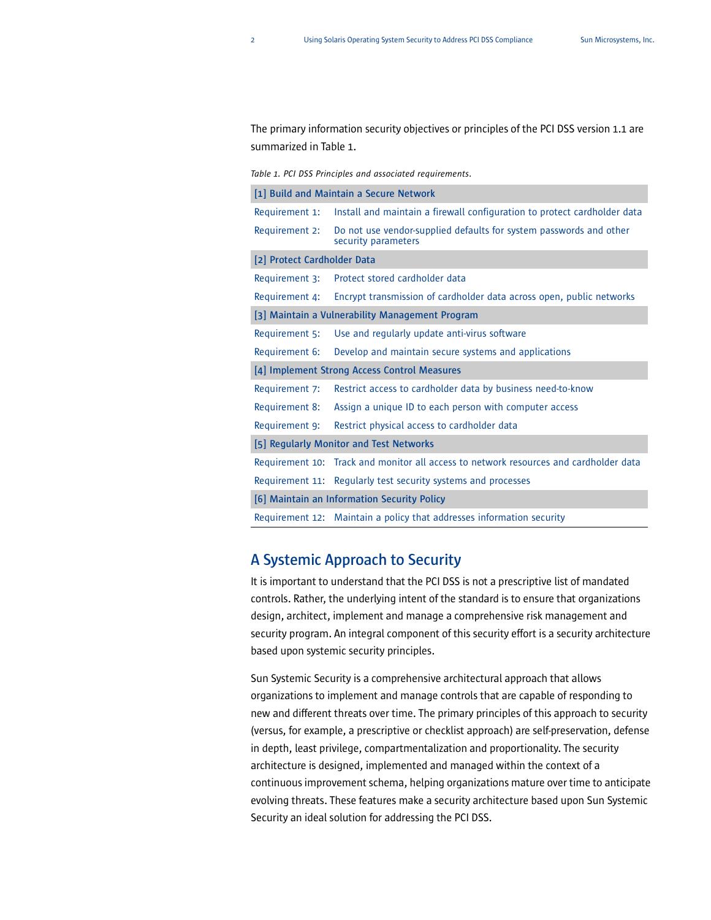The primary information security objectives or principles of the PCI DSS version 1.1 are summarized in Table 1.

*Table 1. PCI DSS Principles and associated requirements.*

| [1] Build and Maintain a Secure Network | |
|---|---|
| Requirement 1: | Install and maintain a firewall configuration to protect cardholder data |
| Requirement 2: | Do not use vendor-supplied defaults for system passwords and other security parameters |
| **[2] Protect Cardholder Data** | |
| Requirement 3: | Protect stored cardholder data |
| Requirement 4: | Encrypt transmission of cardholder data across open, public networks |
| **[3] Maintain a Vulnerability Management Program** | |
| Requirement 5: | Use and regularly update anti-virus software |
| Requirement 6: | Develop and maintain secure systems and applications |
| **[4] Implement Strong Access Control Measures** | |
| Requirement 7: | Restrict access to cardholder data by business need-to-know |
| Requirement 8: | Assign a unique ID to each person with computer access |
| Requirement 9: | Restrict physical access to cardholder data |
| **[5] Regularly Monitor and Test Networks** | |
| Requirement 10: | Track and monitor all access to network resources and cardholder data |
| Requirement 11: | Regularly test security systems and processes |
| **[6] Maintain an Information Security Policy** | |
| Requirement 12: | Maintain a policy that addresses information security |

## A Systemic Approach to Security

It is important to understand that the PCI DSS is not a prescriptive list of mandated controls. Rather, the underlying intent of the standard is to ensure that organizations design, architect, implement and manage a comprehensive risk management and security program. An integral component of this security effort is a security architecture based upon systemic security principles.

Sun Systemic Security is a comprehensive architectural approach that allows organizations to implement and manage controls that are capable of responding to new and different threats over time. The primary principles of this approach to security (versus, for example, a prescriptive or checklist approach) are self-preservation, defense in depth, least privilege, compartmentalization and proportionality. The security architecture is designed, implemented and managed within the context of a continuous improvement schema, helping organizations mature over time to anticipate evolving threats. These features make a security architecture based upon Sun Systemic Security an ideal solution for addressing the PCI DSS.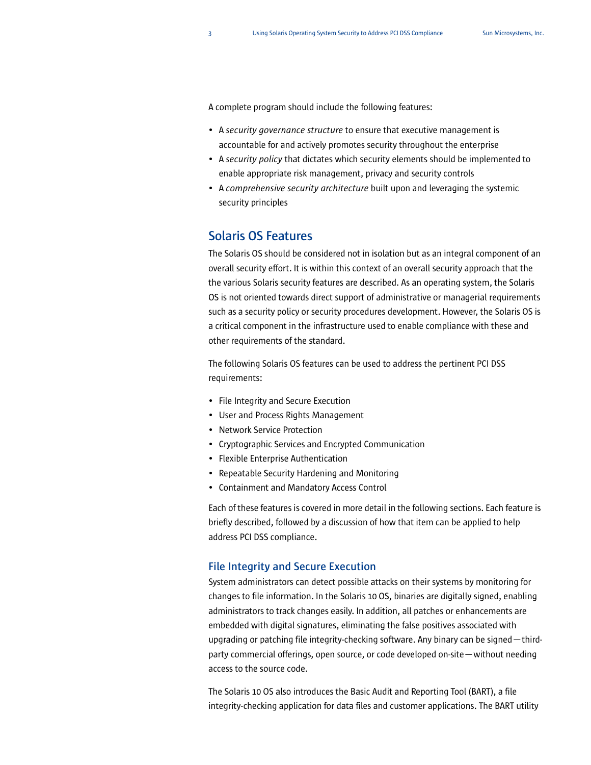A complete program should include the following features:

- A *security governance structure* to ensure that executive management is accountable for and actively promotes security throughout the enterprise
- A *security policy* that dictates which security elements should be implemented to enable appropriate risk management, privacy and security controls
- A *comprehensive security architecture* built upon and leveraging the systemic security principles

## Solaris OS Features

The Solaris OS should be considered not in isolation but as an integral component of an overall security effort. It is within this context of an overall security approach that the the various Solaris security features are described. As an operating system, the Solaris OS is not oriented towards direct support of administrative or managerial requirements such as a security policy or security procedures development. However, the Solaris OS is a critical component in the infrastructure used to enable compliance with these and other requirements of the standard.

The following Solaris OS features can be used to address the pertinent PCI DSS requirements:

- File Integrity and Secure Execution
- User and Process Rights Management
- Network Service Protection
- Cryptographic Services and Encrypted Communication
- Flexible Enterprise Authentication
- Repeatable Security Hardening and Monitoring
- Containment and Mandatory Access Control

Each of these features is covered in more detail in the following sections. Each feature is briefly described, followed by a discussion of how that item can be applied to help address PCI DSS compliance.

### File Integrity and Secure Execution

System administrators can detect possible attacks on their systems by monitoring for changes to file information. In the Solaris 10 OS, binaries are digitally signed, enabling administrators to track changes easily. In addition, all patches or enhancements are embedded with digital signatures, eliminating the false positives associated with upgrading or patching file integrity-checking software. Any binary can be signed—third-party commercial offerings, open source, or code developed on-site—without needing access to the source code.

The Solaris 10 OS also introduces the Basic Audit and Reporting Tool (BART), a file integrity-checking application for data files and customer applications. The BART utility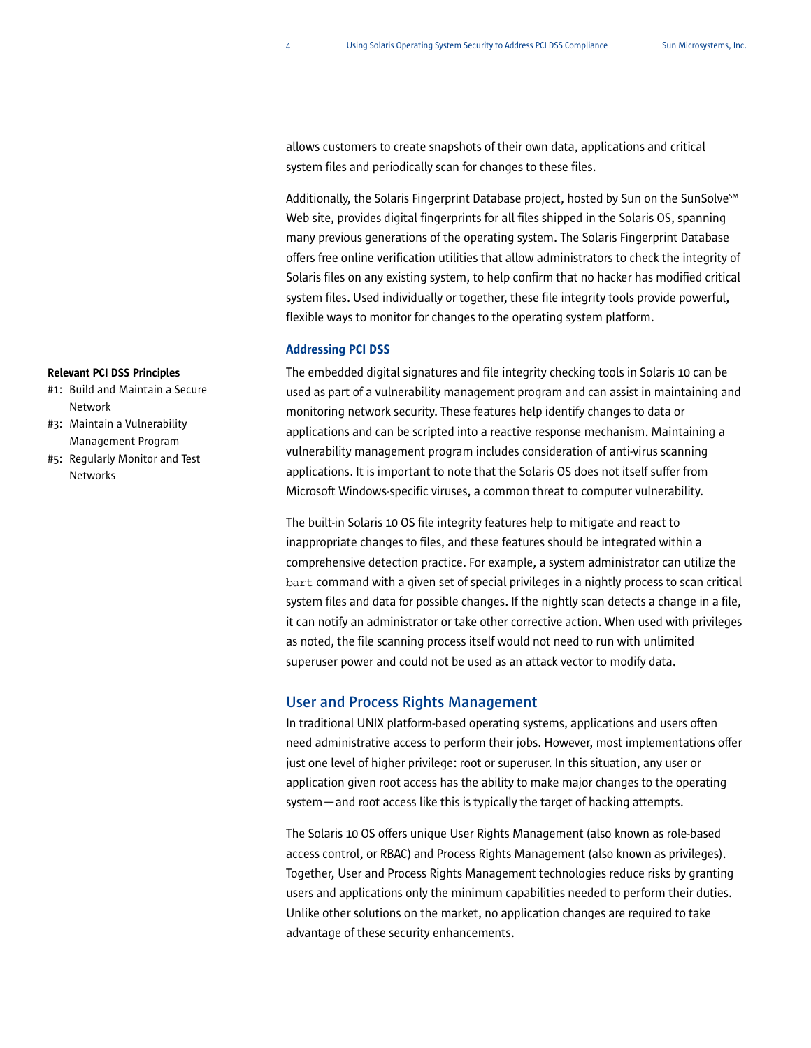allows customers to create snapshots of their own data, applications and critical system files and periodically scan for changes to these files.

Additionally, the Solaris Fingerprint Database project, hosted by Sun on the SunSolve[SM] Web site, provides digital fingerprints for all files shipped in the Solaris OS, spanning many previous generations of the operating system. The Solaris Fingerprint Database offers free online verification utilities that allow administrators to check the integrity of Solaris files on any existing system, to help confirm that no hacker has modified critical system files. Used individually or together, these file integrity tools provide powerful, flexible ways to monitor for changes to the operating system platform.

### Addressing PCI DSS

**Relevant PCI DSS Principles**

- #1: Build and Maintain a Secure Network
- #3: Maintain a Vulnerability Management Program
- #5: Regularly Monitor and Test Networks

The embedded digital signatures and file integrity checking tools in Solaris 10 can be used as part of a vulnerability management program and can assist in maintaining and monitoring network security. These features help identify changes to data or applications and can be scripted into a reactive response mechanism. Maintaining a vulnerability management program includes consideration of anti-virus scanning applications. It is important to note that the Solaris OS does not itself suffer from Microsoft Windows-specific viruses, a common threat to computer vulnerability.

The built-in Solaris 10 OS file integrity features help to mitigate and react to inappropriate changes to files, and these features should be integrated within a comprehensive detection practice. For example, a system administrator can utilize the `bart` command with a given set of special privileges in a nightly process to scan critical system files and data for possible changes. If the nightly scan detects a change in a file, it can notify an administrator or take other corrective action. When used with privileges as noted, the file scanning process itself would not need to run with unlimited superuser power and could not be used as an attack vector to modify data.

## User and Process Rights Management

In traditional UNIX platform-based operating systems, applications and users often need administrative access to perform their jobs. However, most implementations offer just one level of higher privilege: root or superuser. In this situation, any user or application given root access has the ability to make major changes to the operating system — and root access like this is typically the target of hacking attempts.

The Solaris 10 OS offers unique User Rights Management (also known as role-based access control, or RBAC) and Process Rights Management (also known as privileges). Together, User and Process Rights Management technologies reduce risks by granting users and applications only the minimum capabilities needed to perform their duties. Unlike other solutions on the market, no application changes are required to take advantage of these security enhancements.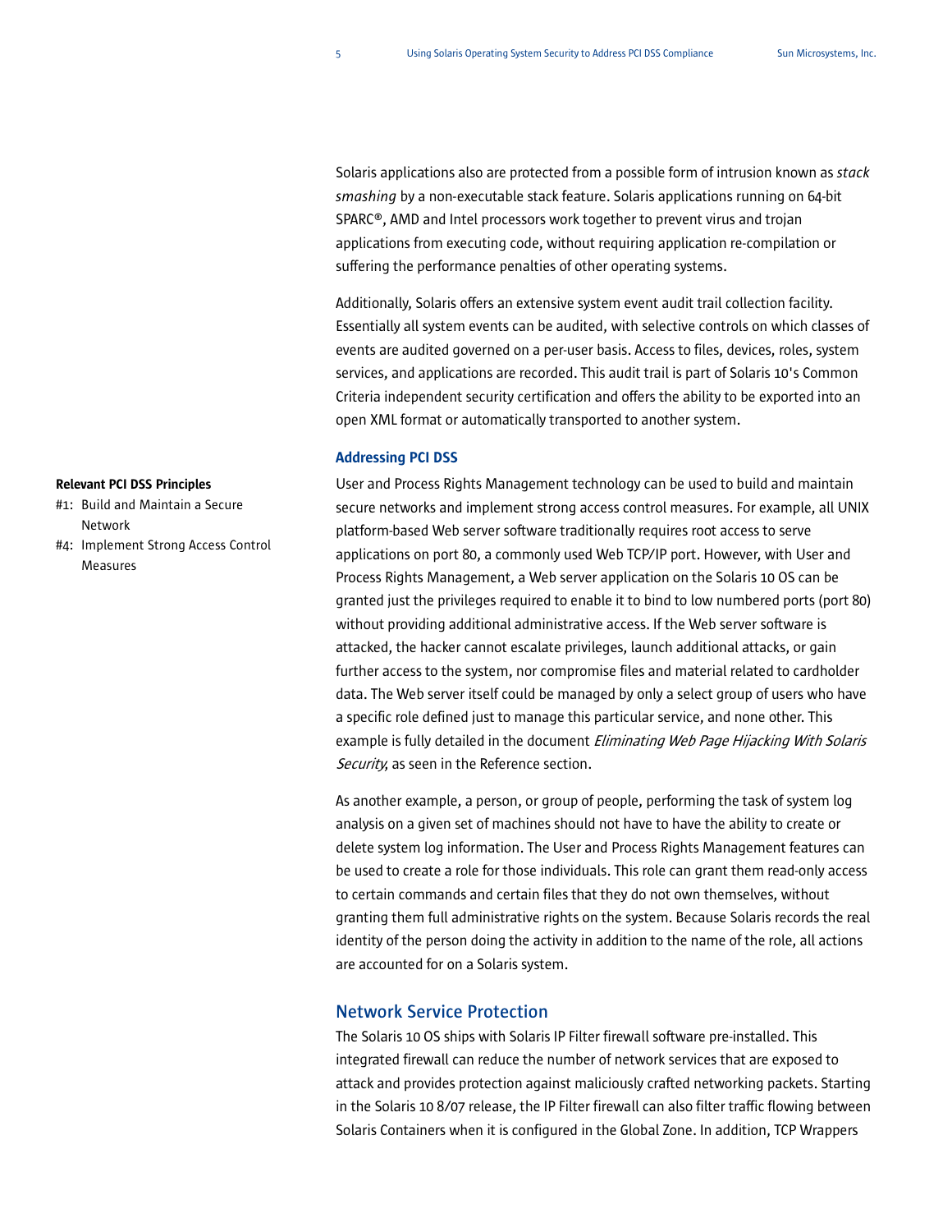Solaris applications also are protected from a possible form of intrusion known as *stack smashing* by a non-executable stack feature. Solaris applications running on 64-bit SPARC®, AMD and Intel processors work together to prevent virus and trojan applications from executing code, without requiring application re-compilation or suffering the performance penalties of other operating systems.

Additionally, Solaris offers an extensive system event audit trail collection facility. Essentially all system events can be audited, with selective controls on which classes of events are audited governed on a per-user basis. Access to files, devices, roles, system services, and applications are recorded. This audit trail is part of Solaris 10's Common Criteria independent security certification and offers the ability to be exported into an open XML format or automatically transported to another system.

### Addressing PCI DSS

**Relevant PCI DSS Principles**

- #1: Build and Maintain a Secure Network
- #4: Implement Strong Access Control Measures

User and Process Rights Management technology can be used to build and maintain secure networks and implement strong access control measures. For example, all UNIX platform-based Web server software traditionally requires root access to serve applications on port 80, a commonly used Web TCP/IP port. However, with User and Process Rights Management, a Web server application on the Solaris 10 OS can be granted just the privileges required to enable it to bind to low numbered ports (port 80) without providing additional administrative access. If the Web server software is attacked, the hacker cannot escalate privileges, launch additional attacks, or gain further access to the system, nor compromise files and material related to cardholder data. The Web server itself could be managed by only a select group of users who have a specific role defined just to manage this particular service, and none other. This example is fully detailed in the document *Eliminating Web Page Hijacking With Solaris Security*, as seen in the Reference section.

As another example, a person, or group of people, performing the task of system log analysis on a given set of machines should not have to have the ability to create or delete system log information. The User and Process Rights Management features can be used to create a role for those individuals. This role can grant them read-only access to certain commands and certain files that they do not own themselves, without granting them full administrative rights on the system. Because Solaris records the real identity of the person doing the activity in addition to the name of the role, all actions are accounted for on a Solaris system.

## Network Service Protection

The Solaris 10 OS ships with Solaris IP Filter firewall software pre-installed. This integrated firewall can reduce the number of network services that are exposed to attack and provides protection against maliciously crafted networking packets. Starting in the Solaris 10 8/07 release, the IP Filter firewall can also filter traffic flowing between Solaris Containers when it is configured in the Global Zone. In addition, TCP Wrappers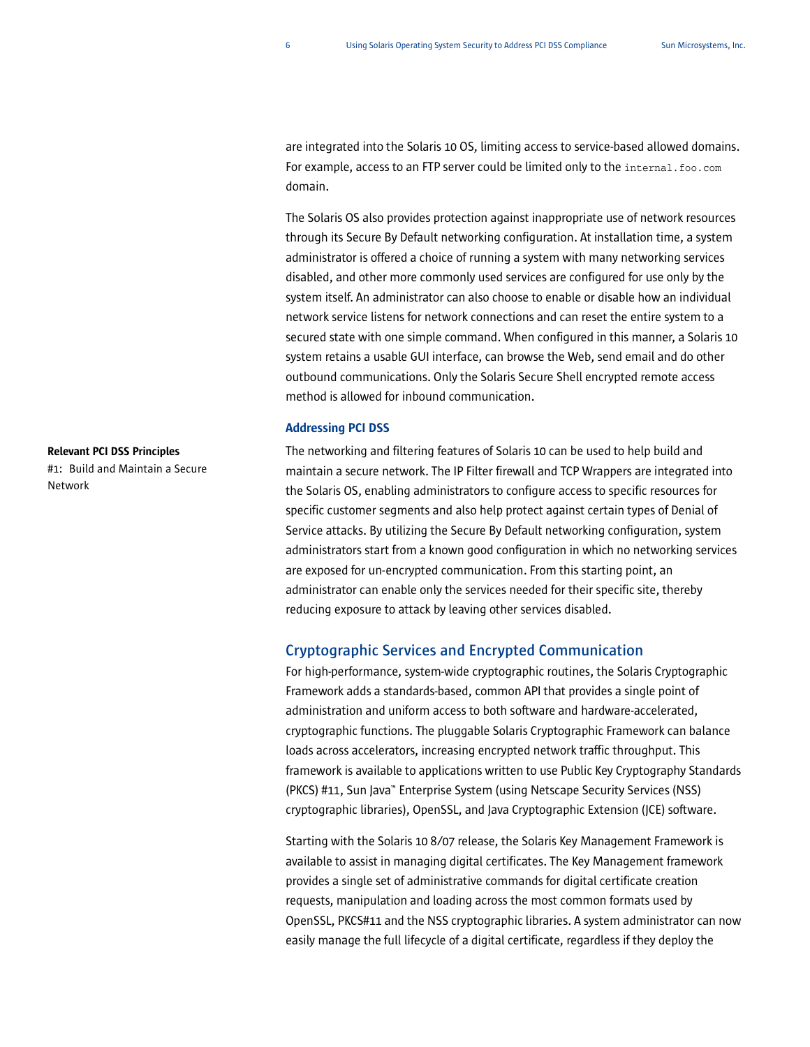are integrated into the Solaris 10 OS, limiting access to service-based allowed domains. For example, access to an FTP server could be limited only to the `internal.foo.com` domain.

The Solaris OS also provides protection against inappropriate use of network resources through its Secure By Default networking configuration. At installation time, a system administrator is offered a choice of running a system with many networking services disabled, and other more commonly used services are configured for use only by the system itself. An administrator can also choose to enable or disable how an individual network service listens for network connections and can reset the entire system to a secured state with one simple command. When configured in this manner, a Solaris 10 system retains a usable GUI interface, can browse the Web, send email and do other outbound communications. Only the Solaris Secure Shell encrypted remote access method is allowed for inbound communication.

#### Addressing PCI DSS

**Relevant PCI DSS Principles**
#1: Build and Maintain a Secure Network

The networking and filtering features of Solaris 10 can be used to help build and maintain a secure network. The IP Filter firewall and TCP Wrappers are integrated into the Solaris OS, enabling administrators to configure access to specific resources for specific customer segments and also help protect against certain types of Denial of Service attacks. By utilizing the Secure By Default networking configuration, system administrators start from a known good configuration in which no networking services are exposed for un-encrypted communication. From this starting point, an administrator can enable only the services needed for their specific site, thereby reducing exposure to attack by leaving other services disabled.

### Cryptographic Services and Encrypted Communication

For high-performance, system-wide cryptographic routines, the Solaris Cryptographic Framework adds a standards-based, common API that provides a single point of administration and uniform access to both software and hardware-accelerated, cryptographic functions. The pluggable Solaris Cryptographic Framework can balance loads across accelerators, increasing encrypted network traffic throughput. This framework is available to applications written to use Public Key Cryptography Standards (PKCS) #11, Sun Java™ Enterprise System (using Netscape Security Services (NSS) cryptographic libraries), OpenSSL, and Java Cryptographic Extension (JCE) software.

Starting with the Solaris 10 8/07 release, the Solaris Key Management Framework is available to assist in managing digital certificates. The Key Management framework provides a single set of administrative commands for digital certificate creation requests, manipulation and loading across the most common formats used by OpenSSL, PKCS#11 and the NSS cryptographic libraries. A system administrator can now easily manage the full lifecycle of a digital certificate, regardless if they deploy the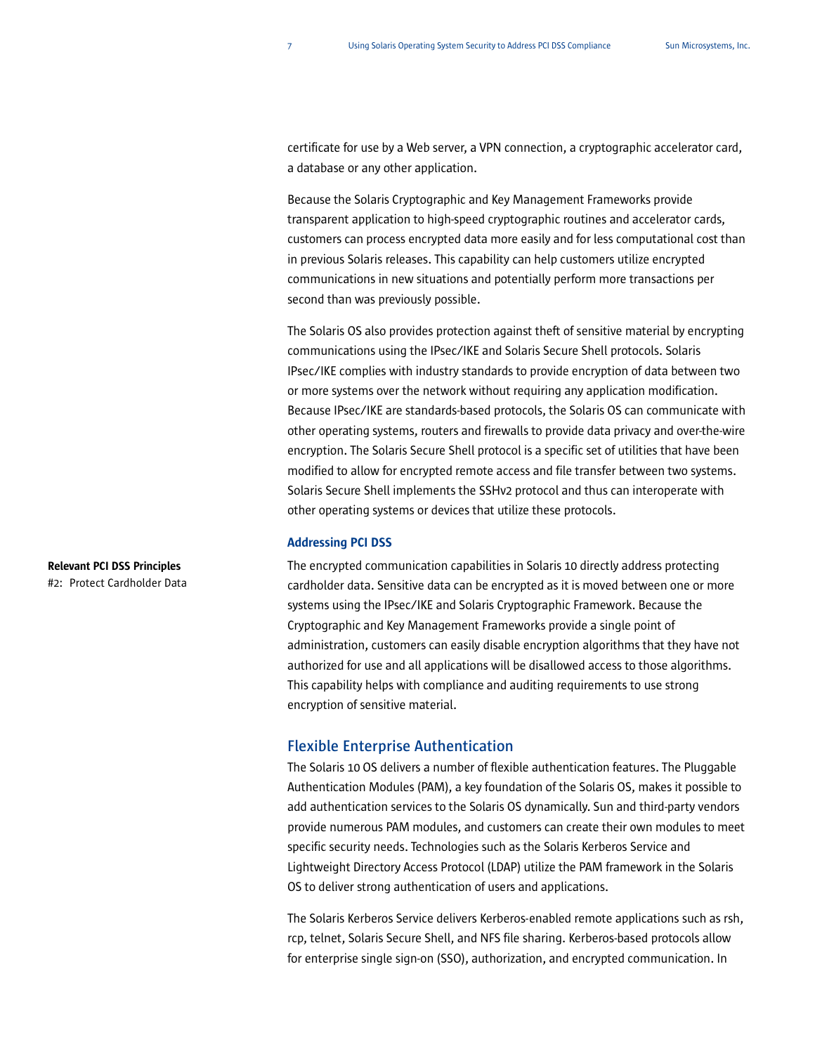certificate for use by a Web server, a VPN connection, a cryptographic accelerator card, a database or any other application.

Because the Solaris Cryptographic and Key Management Frameworks provide transparent application to high-speed cryptographic routines and accelerator cards, customers can process encrypted data more easily and for less computational cost than in previous Solaris releases. This capability can help customers utilize encrypted communications in new situations and potentially perform more transactions per second than was previously possible.

The Solaris OS also provides protection against theft of sensitive material by encrypting communications using the IPsec/IKE and Solaris Secure Shell protocols. Solaris IPsec/IKE complies with industry standards to provide encryption of data between two or more systems over the network without requiring any application modification. Because IPsec/IKE are standards-based protocols, the Solaris OS can communicate with other operating systems, routers and firewalls to provide data privacy and over-the-wire encryption. The Solaris Secure Shell protocol is a specific set of utilities that have been modified to allow for encrypted remote access and file transfer between two systems. Solaris Secure Shell implements the SSHv2 protocol and thus can interoperate with other operating systems or devices that utilize these protocols.

#### Addressing PCI DSS

**Relevant PCI DSS Principles**
#2: Protect Cardholder Data

The encrypted communication capabilities in Solaris 10 directly address protecting cardholder data. Sensitive data can be encrypted as it is moved between one or more systems using the IPsec/IKE and Solaris Cryptographic Framework. Because the Cryptographic and Key Management Frameworks provide a single point of administration, customers can easily disable encryption algorithms that they have not authorized for use and all applications will be disallowed access to those algorithms. This capability helps with compliance and auditing requirements to use strong encryption of sensitive material.

### Flexible Enterprise Authentication

The Solaris 10 OS delivers a number of flexible authentication features. The Pluggable Authentication Modules (PAM), a key foundation of the Solaris OS, makes it possible to add authentication services to the Solaris OS dynamically. Sun and third-party vendors provide numerous PAM modules, and customers can create their own modules to meet specific security needs. Technologies such as the Solaris Kerberos Service and Lightweight Directory Access Protocol (LDAP) utilize the PAM framework in the Solaris OS to deliver strong authentication of users and applications.

The Solaris Kerberos Service delivers Kerberos-enabled remote applications such as rsh, rcp, telnet, Solaris Secure Shell, and NFS file sharing. Kerberos-based protocols allow for enterprise single sign-on (SSO), authorization, and encrypted communication. In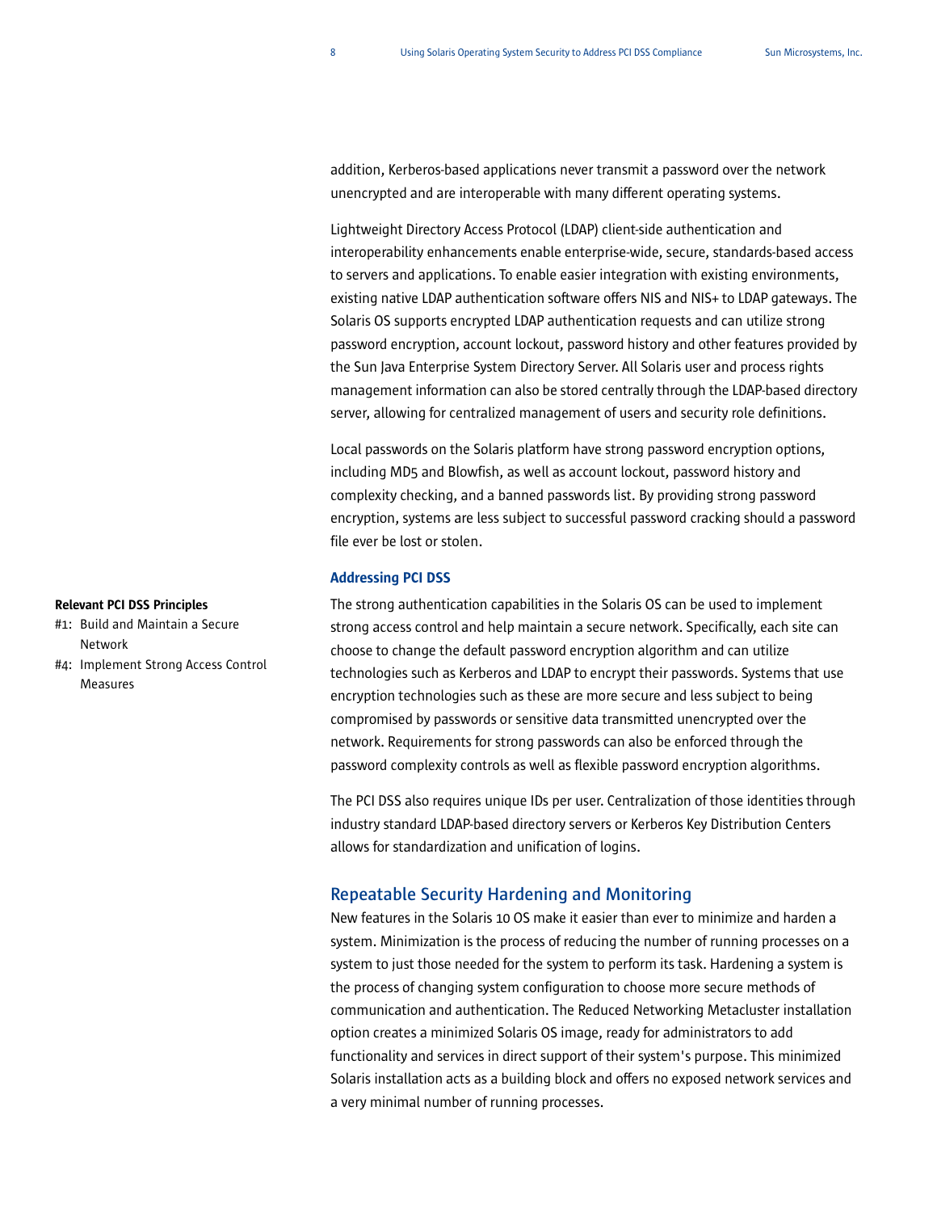addition, Kerberos-based applications never transmit a password over the network unencrypted and are interoperable with many different operating systems.

Lightweight Directory Access Protocol (LDAP) client-side authentication and interoperability enhancements enable enterprise-wide, secure, standards-based access to servers and applications. To enable easier integration with existing environments, existing native LDAP authentication software offers NIS and NIS+ to LDAP gateways. The Solaris OS supports encrypted LDAP authentication requests and can utilize strong password encryption, account lockout, password history and other features provided by the Sun Java Enterprise System Directory Server. All Solaris user and process rights management information can also be stored centrally through the LDAP-based directory server, allowing for centralized management of users and security role definitions.

Local passwords on the Solaris platform have strong password encryption options, including MD5 and Blowfish, as well as account lockout, password history and complexity checking, and a banned passwords list. By providing strong password encryption, systems are less subject to successful password cracking should a password file ever be lost or stolen.

#### Addressing PCI DSS

**Relevant PCI DSS Principles**

- #1: Build and Maintain a Secure Network
- #4: Implement Strong Access Control Measures

The strong authentication capabilities in the Solaris OS can be used to implement strong access control and help maintain a secure network. Specifically, each site can choose to change the default password encryption algorithm and can utilize technologies such as Kerberos and LDAP to encrypt their passwords. Systems that use encryption technologies such as these are more secure and less subject to being compromised by passwords or sensitive data transmitted unencrypted over the network. Requirements for strong passwords can also be enforced through the password complexity controls as well as flexible password encryption algorithms.

The PCI DSS also requires unique IDs per user. Centralization of those identities through industry standard LDAP-based directory servers or Kerberos Key Distribution Centers allows for standardization and unification of logins.

### Repeatable Security Hardening and Monitoring

New features in the Solaris 10 OS make it easier than ever to minimize and harden a system. Minimization is the process of reducing the number of running processes on a system to just those needed for the system to perform its task. Hardening a system is the process of changing system configuration to choose more secure methods of communication and authentication. The Reduced Networking Metacluster installation option creates a minimized Solaris OS image, ready for administrators to add functionality and services in direct support of their system's purpose. This minimized Solaris installation acts as a building block and offers no exposed network services and a very minimal number of running processes.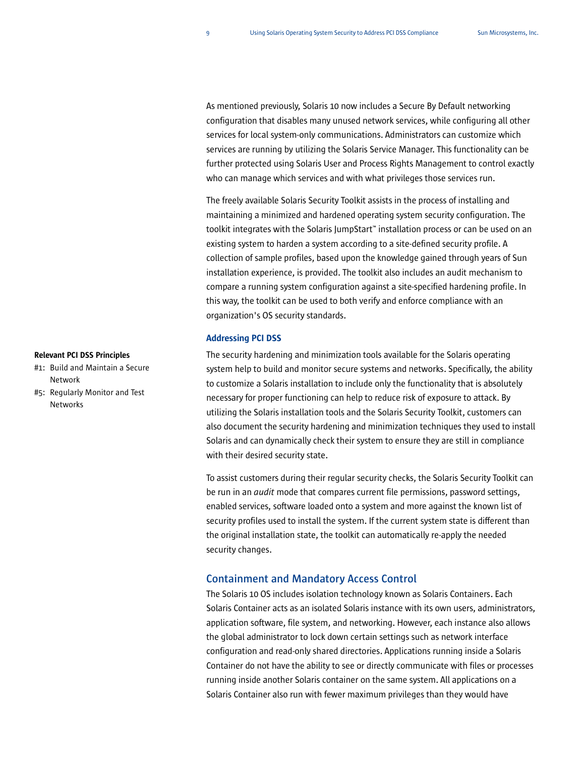As mentioned previously, Solaris 10 now includes a Secure By Default networking configuration that disables many unused network services, while configuring all other services for local system-only communications. Administrators can customize which services are running by utilizing the Solaris Service Manager. This functionality can be further protected using Solaris User and Process Rights Management to control exactly who can manage which services and with what privileges those services run.

The freely available Solaris Security Toolkit assists in the process of installing and maintaining a minimized and hardened operating system security configuration. The toolkit integrates with the Solaris JumpStart™ installation process or can be used on an existing system to harden a system according to a site-defined security profile. A collection of sample profiles, based upon the knowledge gained through years of Sun installation experience, is provided. The toolkit also includes an audit mechanism to compare a running system configuration against a site-specified hardening profile. In this way, the toolkit can be used to both verify and enforce compliance with an organization's OS security standards.

### Addressing PCI DSS

**Relevant PCI DSS Principles**

- #1: Build and Maintain a Secure Network
- #5: Regularly Monitor and Test Networks

The security hardening and minimization tools available for the Solaris operating system help to build and monitor secure systems and networks. Specifically, the ability to customize a Solaris installation to include only the functionality that is absolutely necessary for proper functioning can help to reduce risk of exposure to attack. By utilizing the Solaris installation tools and the Solaris Security Toolkit, customers can also document the security hardening and minimization techniques they used to install Solaris and can dynamically check their system to ensure they are still in compliance with their desired security state.

To assist customers during their regular security checks, the Solaris Security Toolkit can be run in an *audit* mode that compares current file permissions, password settings, enabled services, software loaded onto a system and more against the known list of security profiles used to install the system. If the current system state is different than the original installation state, the toolkit can automatically re-apply the needed security changes.

## Containment and Mandatory Access Control

The Solaris 10 OS includes isolation technology known as Solaris Containers. Each Solaris Container acts as an isolated Solaris instance with its own users, administrators, application software, file system, and networking. However, each instance also allows the global administrator to lock down certain settings such as network interface configuration and read-only shared directories. Applications running inside a Solaris Container do not have the ability to see or directly communicate with files or processes running inside another Solaris container on the same system. All applications on a Solaris Container also run with fewer maximum privileges than they would have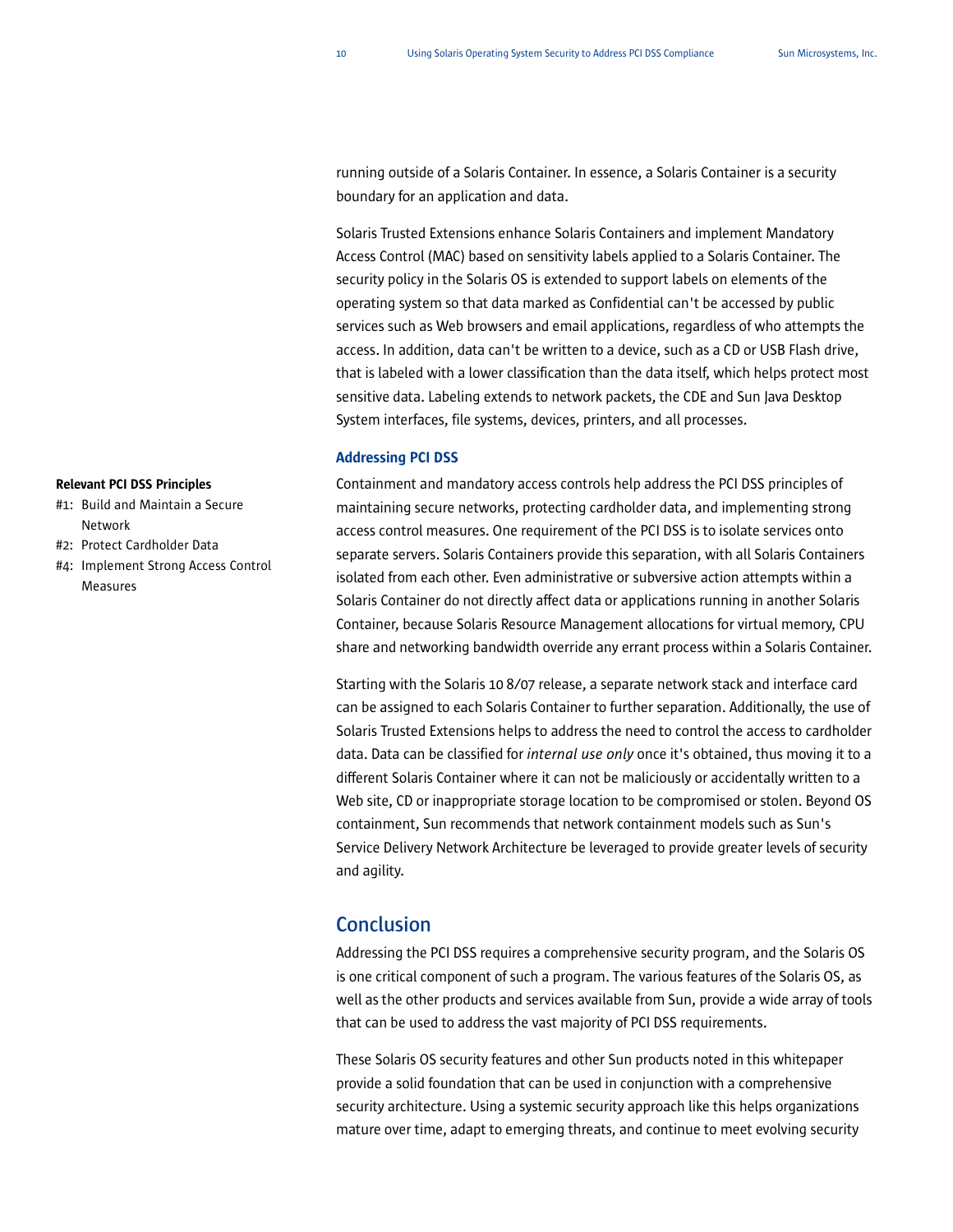running outside of a Solaris Container. In essence, a Solaris Container is a security boundary for an application and data.

Solaris Trusted Extensions enhance Solaris Containers and implement Mandatory Access Control (MAC) based on sensitivity labels applied to a Solaris Container. The security policy in the Solaris OS is extended to support labels on elements of the operating system so that data marked as Confidential can't be accessed by public services such as Web browsers and email applications, regardless of who attempts the access. In addition, data can't be written to a device, such as a CD or USB Flash drive, that is labeled with a lower classification than the data itself, which helps protect most sensitive data. Labeling extends to network packets, the CDE and Sun Java Desktop System interfaces, file systems, devices, printers, and all processes.

### Addressing PCI DSS

**Relevant PCI DSS Principles**

- #1: Build and Maintain a Secure Network
- #2: Protect Cardholder Data
- #4: Implement Strong Access Control Measures

Containment and mandatory access controls help address the PCI DSS principles of maintaining secure networks, protecting cardholder data, and implementing strong access control measures. One requirement of the PCI DSS is to isolate services onto separate servers. Solaris Containers provide this separation, with all Solaris Containers isolated from each other. Even administrative or subversive action attempts within a Solaris Container do not directly affect data or applications running in another Solaris Container, because Solaris Resource Management allocations for virtual memory, CPU share and networking bandwidth override any errant process within a Solaris Container.

Starting with the Solaris 10 8/07 release, a separate network stack and interface card can be assigned to each Solaris Container to further separation. Additionally, the use of Solaris Trusted Extensions helps to address the need to control the access to cardholder data. Data can be classified for *internal use only* once it's obtained, thus moving it to a different Solaris Container where it can not be maliciously or accidentally written to a Web site, CD or inappropriate storage location to be compromised or stolen. Beyond OS containment, Sun recommends that network containment models such as Sun's Service Delivery Network Architecture be leveraged to provide greater levels of security and agility.

## Conclusion

Addressing the PCI DSS requires a comprehensive security program, and the Solaris OS is one critical component of such a program. The various features of the Solaris OS, as well as the other products and services available from Sun, provide a wide array of tools that can be used to address the vast majority of PCI DSS requirements.

These Solaris OS security features and other Sun products noted in this whitepaper provide a solid foundation that can be used in conjunction with a comprehensive security architecture. Using a systemic security approach like this helps organizations mature over time, adapt to emerging threats, and continue to meet evolving security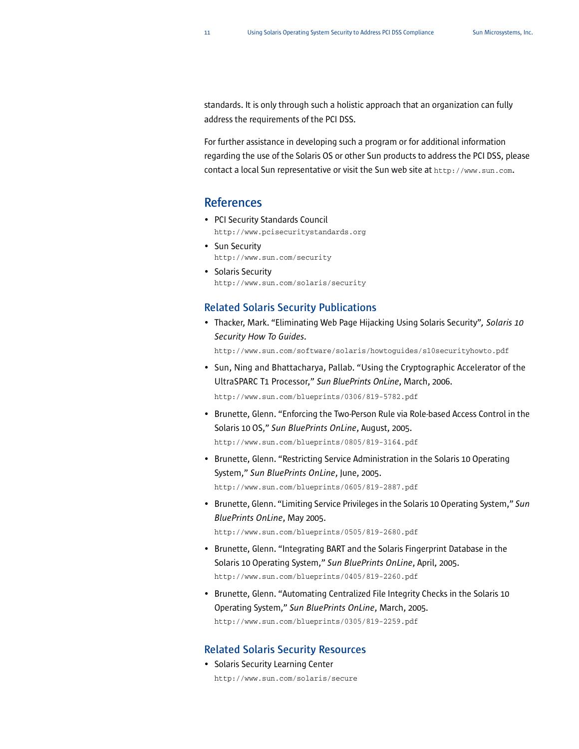standards. It is only through such a holistic approach that an organization can fully address the requirements of the PCI DSS.

For further assistance in developing such a program or for additional information regarding the use of the Solaris OS or other Sun products to address the PCI DSS, please contact a local Sun representative or visit the Sun web site at `http://www.sun.com`.

## References

- PCI Security Standards Council
  `http://www.pcisecuritystandards.org`
- Sun Security
  `http://www.sun.com/security`
- Solaris Security
  `http://www.sun.com/solaris/security`

### Related Solaris Security Publications

- Thacker, Mark. “Eliminating Web Page Hijacking Using Solaris Security”*, Solaris 10 Security How To Guides.*
  `http://www.sun.com/software/solaris/howtoguides/s10securityhowto.pdf`
- Sun, Ning and Bhattacharya, Pallab. “Using the Cryptographic Accelerator of the UltraSPARC T1 Processor,” *Sun BluePrints OnLine*, March, 2006.
  `http://www.sun.com/blueprints/0306/819-5782.pdf`
- Brunette, Glenn. “Enforcing the Two-Person Rule via Role-based Access Control in the Solaris 10 OS,” *Sun BluePrints OnLine*, August, 2005.
  `http://www.sun.com/blueprints/0805/819-3164.pdf`
- Brunette, Glenn. “Restricting Service Administration in the Solaris 10 Operating System,” *Sun BluePrints OnLine*, June, 2005.
  `http://www.sun.com/blueprints/0605/819-2887.pdf`
- Brunette, Glenn. “Limiting Service Privileges in the Solaris 10 Operating System,” *Sun BluePrints OnLine*, May 2005.
  `http://www.sun.com/blueprints/0505/819-2680.pdf`
- Brunette, Glenn. “Integrating BART and the Solaris Fingerprint Database in the Solaris 10 Operating System,” *Sun BluePrints OnLine*, April, 2005.
  `http://www.sun.com/blueprints/0405/819-2260.pdf`
- Brunette, Glenn. “Automating Centralized File Integrity Checks in the Solaris 10 Operating System,” *Sun BluePrints OnLine*, March, 2005.
  `http://www.sun.com/blueprints/0305/819-2259.pdf`

### Related Solaris Security Resources

- Solaris Security Learning Center
  `http://www.sun.com/solaris/secure`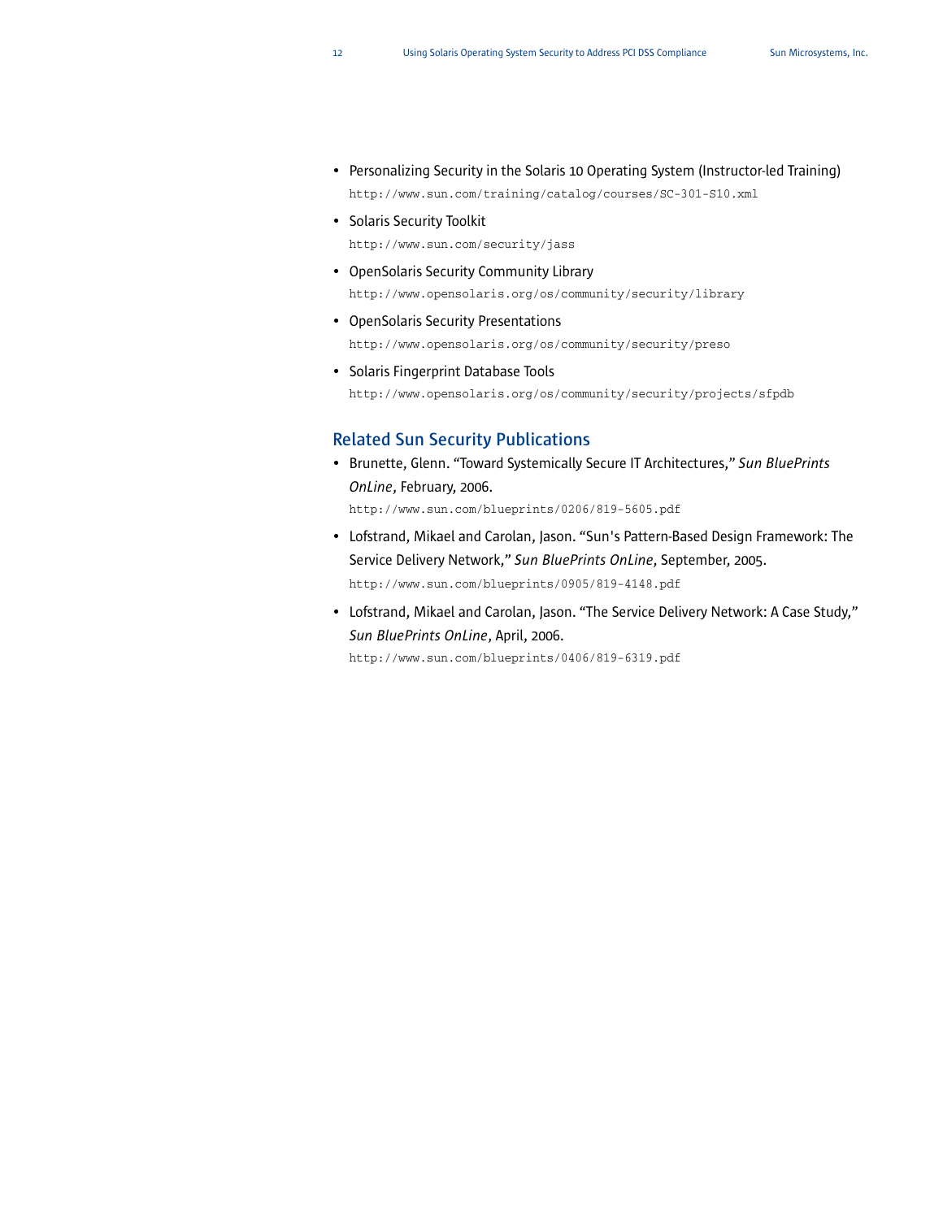- Personalizing Security in the Solaris 10 Operating System (Instructor-led Training)
  `http://www.sun.com/training/catalog/courses/SC-301-S10.xml`
- Solaris Security Toolkit
  `http://www.sun.com/security/jass`
- OpenSolaris Security Community Library
  `http://www.opensolaris.org/os/community/security/library`
- OpenSolaris Security Presentations
  `http://www.opensolaris.org/os/community/security/preso`
- Solaris Fingerprint Database Tools
  `http://www.opensolaris.org/os/community/security/projects/sfpdb`

## Related Sun Security Publications

- Brunette, Glenn. “Toward Systemically Secure IT Architectures,” *Sun BluePrints OnLine*, February, 2006.
  `http://www.sun.com/blueprints/0206/819-5605.pdf`
- Lofstrand, Mikael and Carolan, Jason. “Sun's Pattern-Based Design Framework: The Service Delivery Network,” *Sun BluePrints OnLine*, September, 2005.
  `http://www.sun.com/blueprints/0905/819-4148.pdf`
- Lofstrand, Mikael and Carolan, Jason. “The Service Delivery Network: A Case Study,” *Sun BluePrints OnLine*, April, 2006.
  `http://www.sun.com/blueprints/0406/819-6319.pdf`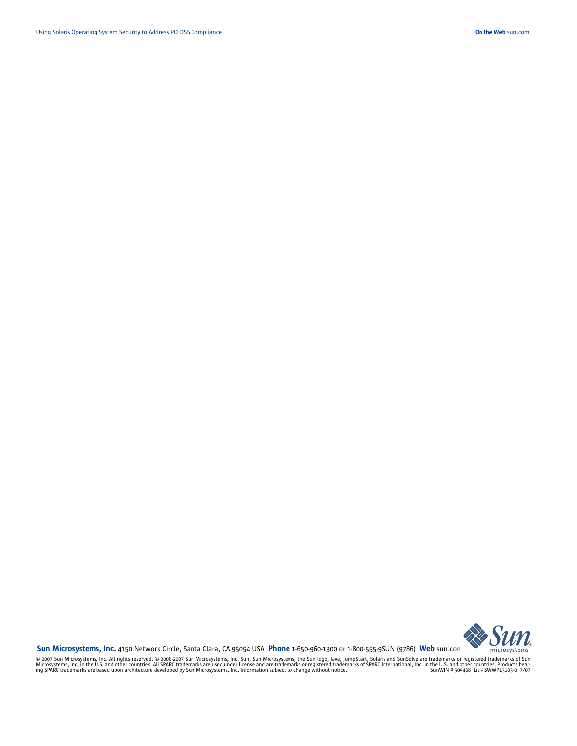**Sun Microsystems, Inc.** 4150 Network Circle, Santa Clara, CA 95054 USA **Phone** 1-650-960-1300 or 1-800-555-9SUN (9786) **Web** sun.com

© 2007 Sun Microsystems, Inc. All rights reserved. © 2006-2007 Sun Microsystems, Inc. Sun, Sun Microsystems, the Sun logo, Java, JumpStart, Solaris and SunSolve are trademarks or registered trademarks of Sun Microsystems, Inc. in the U.S. and other countries. All SPARC trademarks are used under license and are trademarks or registered trademarks of SPARC International, Inc. in the U.S. and other countries. Products bearing SPARC trademarks are based upon architecture developed by Sun Microsystems, Inc. Information subject to change without notice. SunWIN # 509468 Lit # SWWP13103-0 7/07